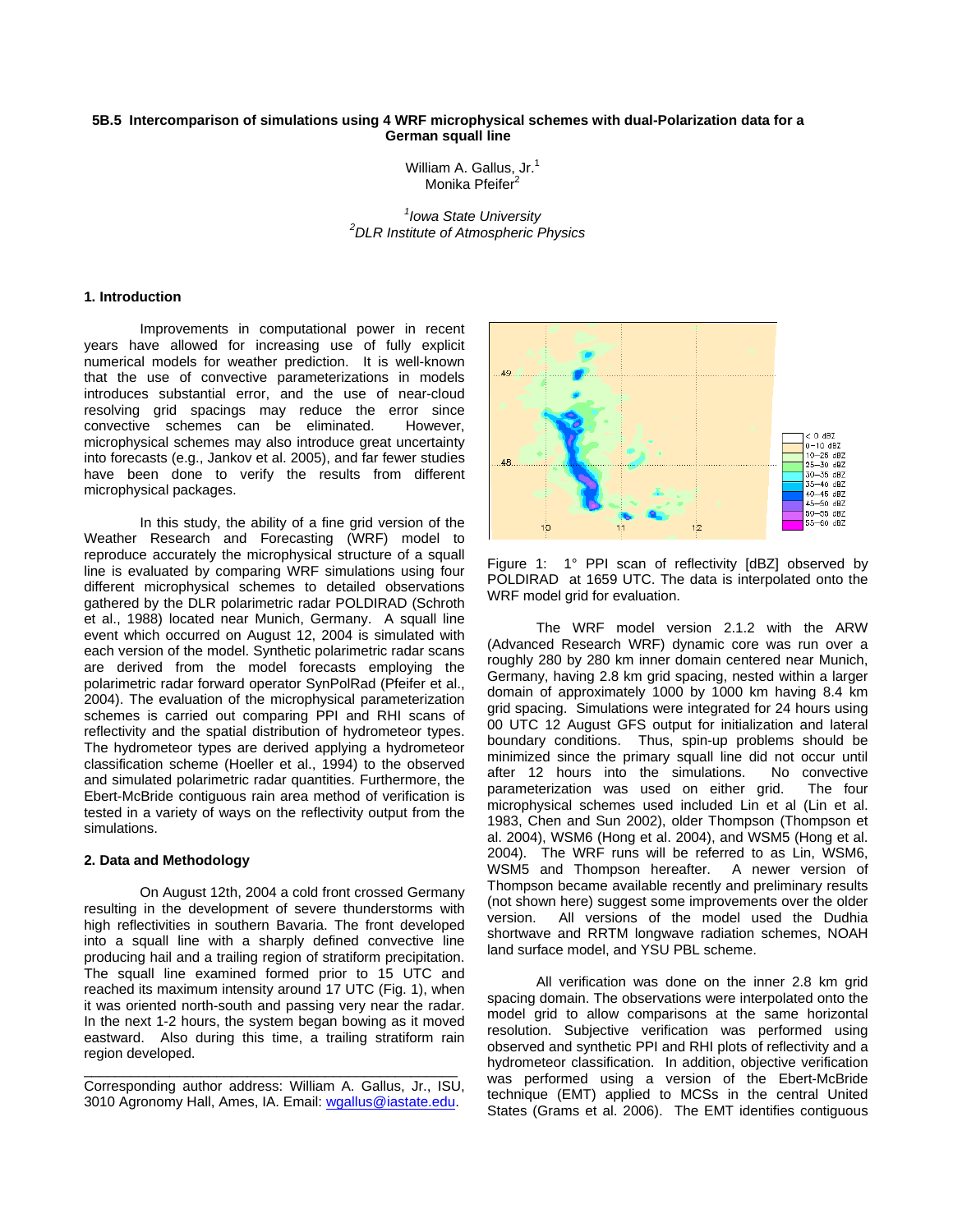# 5B.5 Intercomparison of simulations using 4 WRF microphysical schemes with dual-Polarization data for a German squall line

William A. Gallus, Jr.[1]
Monika Pfeifer[2]

[1] *Iowa State University*
[2] *DLR Institute of Atmospheric Physics*

## 1. Introduction

Improvements in computational power in recent years have allowed for increasing use of fully explicit numerical models for weather prediction. It is well-known that the use of convective parameterizations in models introduces substantial error, and the use of near-cloud resolving grid spacings may reduce the error since convective schemes can be eliminated. However, microphysical schemes may also introduce great uncertainty into forecasts (e.g., Jankov et al. 2005), and far fewer studies have been done to verify the results from different microphysical packages.

In this study, the ability of a fine grid version of the Weather Research and Forecasting (WRF) model to reproduce accurately the microphysical structure of a squall line is evaluated by comparing WRF simulations using four different microphysical schemes to detailed observations gathered by the DLR polarimetric radar POLDIRAD (Schroth et al., 1988) located near Munich, Germany. A squall line event which occurred on August 12, 2004 is simulated with each version of the model. Synthetic polarimetric radar scans are derived from the model forecasts employing the polarimetric radar forward operator SynPolRad (Pfeifer et al., 2004). The evaluation of the microphysical parameterization schemes is carried out comparing PPI and RHI scans of reflectivity and the spatial distribution of hydrometeor types. The hydrometeor types are derived applying a hydrometeor classification scheme (Hoeller et al., 1994) to the observed and simulated polarimetric radar quantities. Furthermore, the Ebert-McBride contiguous rain area method of verification is tested in a variety of ways on the reflectivity output from the simulations.

## 2. Data and Methodology

On August 12th, 2004 a cold front crossed Germany resulting in the development of severe thunderstorms with high reflectivities in southern Bavaria. The front developed into a squall line with a sharply defined convective line producing hail and a trailing region of stratiform precipitation. The squall line examined formed prior to 15 UTC and reached its maximum intensity around 17 UTC (Fig. 1), when it was oriented north-south and passing very near the radar. In the next 1-2 hours, the system began bowing as it moved eastward. Also during this time, a trailing stratiform rain region developed.

---

Corresponding author address: William A. Gallus, Jr., ISU, 3010 Agronomy Hall, Ames, IA. Email: wgallus@iastate.edu.

Figure 1: 1° PPI scan of reflectivity [dBZ] observed by POLDIRAD at 1659 UTC. The data is interpolated onto the WRF model grid for evaluation.

The WRF model version 2.1.2 with the ARW (Advanced Research WRF) dynamic core was run over a roughly 280 by 280 km inner domain centered near Munich, Germany, having 2.8 km grid spacing, nested within a larger domain of approximately 1000 by 1000 km having 8.4 km grid spacing. Simulations were integrated for 24 hours using 00 UTC 12 August GFS output for initialization and lateral boundary conditions. Thus, spin-up problems should be minimized since the primary squall line did not occur until after 12 hours into the simulations. No convective parameterization was used on either grid. The four microphysical schemes used included Lin et al (Lin et al. 1983, Chen and Sun 2002), older Thompson (Thompson et al. 2004), WSM6 (Hong et al. 2004), and WSM5 (Hong et al. 2004). The WRF runs will be referred to as Lin, WSM6, WSM5 and Thompson hereafter. A newer version of Thompson became available recently and preliminary results (not shown here) suggest some improvements over the older version. All versions of the model used the Dudhia shortwave and RRTM longwave radiation schemes, NOAH land surface model, and YSU PBL scheme.

All verification was done on the inner 2.8 km grid spacing domain. The observations were interpolated onto the model grid to allow comparisons at the same horizontal resolution. Subjective verification was performed using observed and synthetic PPI and RHI plots of reflectivity and a hydrometeor classification. In addition, objective verification was performed using a version of the Ebert-McBride technique (EMT) applied to MCSs in the central United States (Grams et al. 2006). The EMT identifies contiguous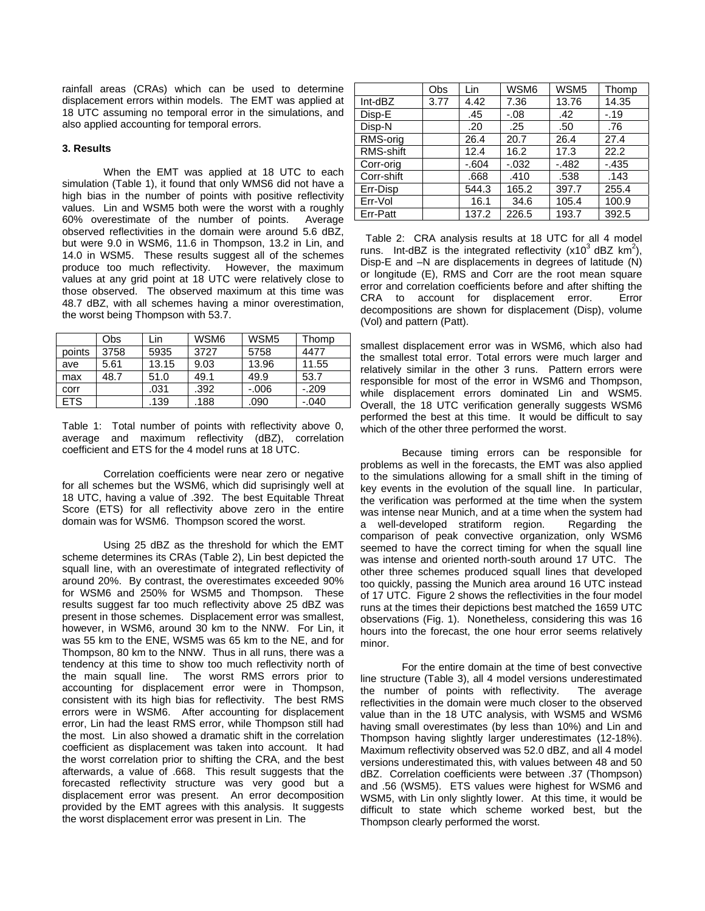rainfall areas (CRAs) which can be used to determine displacement errors within models. The EMT was applied at 18 UTC assuming no temporal error in the simulations, and also applied accounting for temporal errors.

### 3. Results

When the EMT was applied at 18 UTC to each simulation (Table 1), it found that only WMS6 did not have a high bias in the number of points with positive reflectivity values. Lin and WSM5 both were the worst with a roughly 60% overestimate of the number of points. Average observed reflectivities in the domain were around 5.6 dBZ, but were 9.0 in WSM6, 11.6 in Thompson, 13.2 in Lin, and 14.0 in WSM5. These results suggest all of the schemes produce too much reflectivity. However, the maximum values at any grid point at 18 UTC were relatively close to those observed. The observed maximum at this time was 48.7 dBZ, with all schemes having a minor overestimation, the worst being Thompson with 53.7.

| | Obs | Lin | WSM6 | WSM5 | Thomp |
|---|---|---|---|---|---|
| points | 3758 | 5935 | 3727 | 5758 | 4477 |
| ave | 5.61 | 13.15 | 9.03 | 13.96 | 11.55 |
| max | 48.7 | 51.0 | 49.1 | 49.9 | 53.7 |
| corr | | .031 | .392 | -.006 | -.209 |
| ETS | | .139 | .188 | .090 | -.040 |

Table 1: Total number of points with reflectivity above 0, average and maximum reflectivity (dBZ), correlation coefficient and ETS for the 4 model runs at 18 UTC.

Correlation coefficients were near zero or negative for all schemes but the WSM6, which did suprisingly well at 18 UTC, having a value of .392. The best Equitable Threat Score (ETS) for all reflectivity above zero in the entire domain was for WSM6. Thompson scored the worst.

Using 25 dBZ as the threshold for which the EMT scheme determines its CRAs (Table 2), Lin best depicted the squall line, with an overestimate of integrated reflectivity of around 20%. By contrast, the overestimates exceeded 90% for WSM6 and 250% for WSM5 and Thompson. These results suggest far too much reflectivity above 25 dBZ was present in those schemes. Displacement error was smallest, however, in WSM6, around 30 km to the NNW. For Lin, it was 55 km to the ENE, WSM5 was 65 km to the NE, and for Thompson, 80 km to the NNW. Thus in all runs, there was a tendency at this time to show too much reflectivity north of the main squall line. The worst RMS errors prior to accounting for displacement error were in Thompson, consistent with its high bias for reflectivity. The best RMS errors were in WSM6. After accounting for displacement error, Lin had the least RMS error, while Thompson still had the most. Lin also showed a dramatic shift in the correlation coefficient as displacement was taken into account. It had the worst correlation prior to shifting the CRA, and the best afterwards, a value of .668. This result suggests that the forecasted reflectivity structure was very good but a displacement error was present. An error decomposition provided by the EMT agrees with this analysis. It suggests the worst displacement error was present in Lin. The

| | Obs | Lin | WSM6 | WSM5 | Thomp |
|---|---|---|---|---|---|
| Int-dBZ | 3.77 | 4.42 | 7.36 | 13.76 | 14.35 |
| Disp-E | | .45 | -.08 | .42 | -.19 |
| Disp-N | | .20 | .25 | .50 | .76 |
| RMS-orig | | 26.4 | 20.7 | 26.4 | 27.4 |
| RMS-shift | | 12.4 | 16.2 | 17.3 | 22.2 |
| Corr-orig | | -.604 | -.032 | -.482 | -.435 |
| Corr-shift | | .668 | .410 | .538 | .143 |
| Err-Disp | | 544.3 | 165.2 | 397.7 | 255.4 |
| Err-Vol | | 16.1 | 34.6 | 105.4 | 100.9 |
| Err-Patt | | 137.2 | 226.5 | 193.7 | 392.5 |

Table 2: CRA analysis results at 18 UTC for all 4 model runs. Int-dBZ is the integrated reflectivity ($x10^3$ dBZ km$^2$), Disp-E and –N are displacements in degrees of latitude (N) or longitude (E), RMS and Corr are the root mean square error and correlation coefficients before and after shifting the CRA to account for displacement error. Error decompositions are shown for displacement (Disp), volume (Vol) and pattern (Patt).

smallest displacement error was in WSM6, which also had the smallest total error. Total errors were much larger and relatively similar in the other 3 runs. Pattern errors were responsible for most of the error in WSM6 and Thompson, while displacement errors dominated Lin and WSM5. Overall, the 18 UTC verification generally suggests WSM6 performed the best at this time. It would be difficult to say which of the other three performed the worst.

Because timing errors can be responsible for problems as well in the forecasts, the EMT was also applied to the simulations allowing for a small shift in the timing of key events in the evolution of the squall line. In particular, the verification was performed at the time when the system was intense near Munich, and at a time when the system had a well-developed stratiform region. Regarding the comparison of peak convective organization, only WSM6 seemed to have the correct timing for when the squall line was intense and oriented north-south around 17 UTC. The other three schemes produced squall lines that developed too quickly, passing the Munich area around 16 UTC instead of 17 UTC. Figure 2 shows the reflectivities in the four model runs at the times their depictions best matched the 1659 UTC observations (Fig. 1). Nonetheless, considering this was 16 hours into the forecast, the one hour error seems relatively minor.

For the entire domain at the time of best convective line structure (Table 3), all 4 model versions underestimated the number of points with reflectivity. The average reflectivities in the domain were much closer to the observed value than in the 18 UTC analysis, with WSM5 and WSM6 having small overestimates (by less than 10%) and Lin and Thompson having slightly larger underestimates (12-18%). Maximum reflectivity observed was 52.0 dBZ, and all 4 model versions underestimated this, with values between 48 and 50 dBZ. Correlation coefficients were between .37 (Thompson) and .56 (WSM5). ETS values were highest for WSM6 and WSM5, with Lin only slightly lower. At this time, it would be difficult to state which scheme worked best, but the Thompson clearly performed the worst.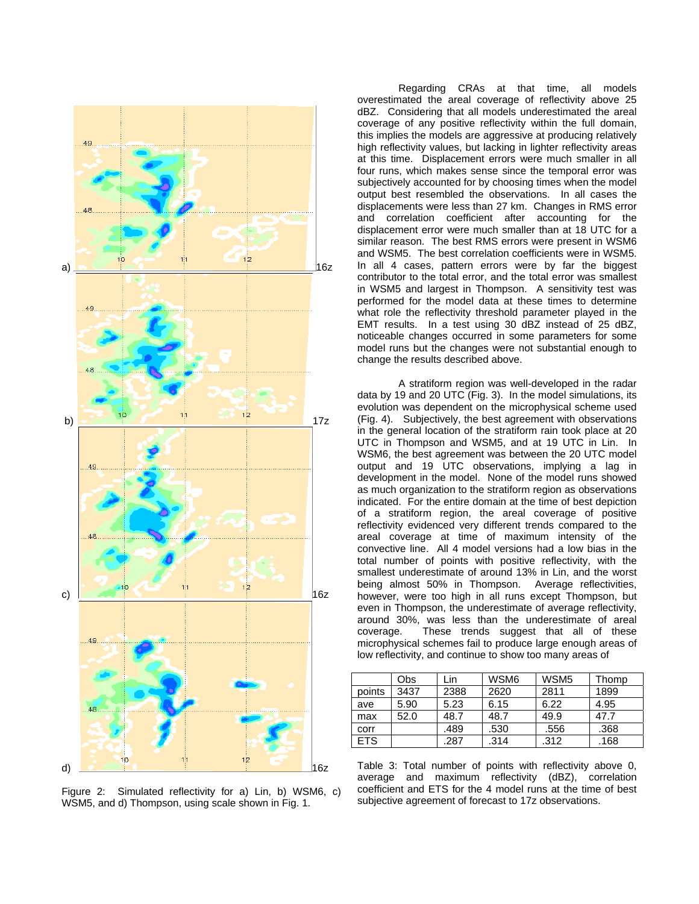Regarding CRAs at that time, all models overestimated the areal coverage of reflectivity above 25 dBZ. Considering that all models underestimated the areal coverage of any positive reflectivity within the full domain, this implies the models are aggressive at producing relatively high reflectivity values, but lacking in lighter reflectivity areas at this time. Displacement errors were much smaller in all four runs, which makes sense since the temporal error was subjectively accounted for by choosing times when the model output best resembled the observations. In all cases the displacements were less than 27 km. Changes in RMS error and correlation coefficient after accounting for the displacement error were much smaller than at 18 UTC for a similar reason. The best RMS errors were present in WSM6 and WSM5. The best correlation coefficients were in WSM5. In all 4 cases, pattern errors were by far the biggest contributor to the total error, and the total error was smallest in WSM5 and largest in Thompson. A sensitivity test was performed for the model data at these times to determine what role the reflectivity threshold parameter played in the EMT results. In a test using 30 dBZ instead of 25 dBZ, noticeable changes occurred in some parameters for some model runs but the changes were not substantial enough to change the results described above.

A stratiform region was well-developed in the radar data by 19 and 20 UTC (Fig. 3). In the model simulations, its evolution was dependent on the microphysical scheme used (Fig. 4). Subjectively, the best agreement with observations in the general location of the stratiform rain took place at 20 UTC in Thompson and WSM5, and at 19 UTC in Lin. In WSM6, the best agreement was between the 20 UTC model output and 19 UTC observations, implying a lag in development in the model. None of the model runs showed as much organization to the stratiform region as observations indicated. For the entire domain at the time of best depiction of a stratiform region, the areal coverage of positive reflectivity evidenced very different trends compared to the areal coverage at time of maximum intensity of the convective line. All 4 model versions had a low bias in the total number of points with positive reflectivity, with the smallest underestimate of around 13% in Lin, and the worst being almost 50% in Thompson. Average reflectivities, however, were too high in all runs except Thompson, but even in Thompson, the underestimate of average reflectivity, around 30%, was less than the underestimate of areal coverage. These trends suggest that all of these microphysical schemes fail to produce large enough areas of low reflectivity, and continue to show too many areas of

Figure 2: Simulated reflectivity for a) Lin, b) WSM6, c) WSM5, and d) Thompson, using scale shown in Fig. 1.

| | Obs | Lin | WSM6 | WSM5 | Thomp |
|---|---|---|---|---|---|
| points | 3437 | 2388 | 2620 | 2811 | 1899 |
| ave | 5.90 | 5.23 | 6.15 | 6.22 | 4.95 |
| max | 52.0 | 48.7 | 48.7 | 49.9 | 47.7 |
| corr | | .489 | .530 | .556 | .368 |
| ETS | | .287 | .314 | .312 | .168 |

Table 3: Total number of points with reflectivity above 0, average and maximum reflectivity (dBZ), correlation coefficient and ETS for the 4 model runs at the time of best subjective agreement of forecast to 17z observations.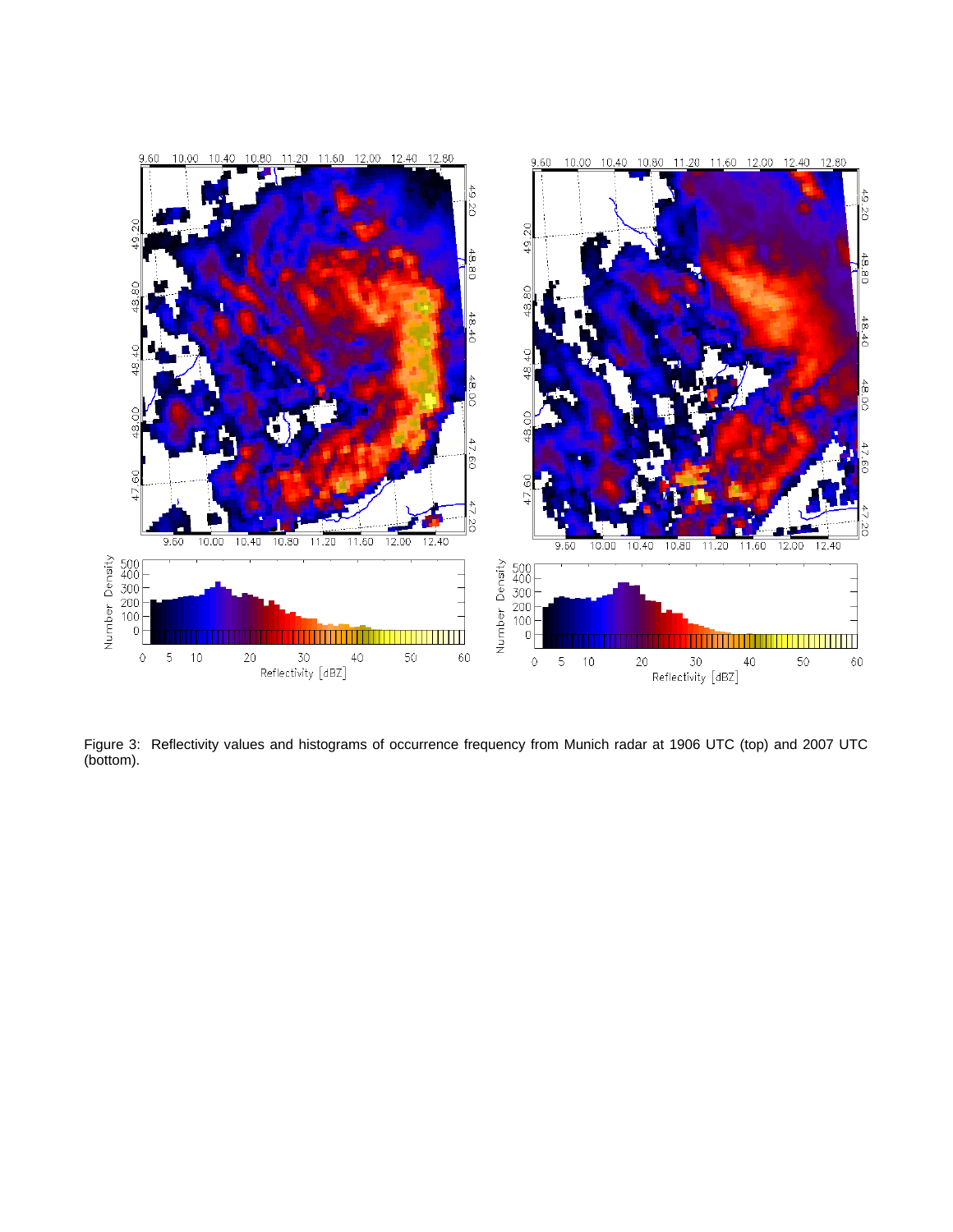Figure 3: Reflectivity values and histograms of occurrence frequency from Munich radar at 1906 UTC (top) and 2007 UTC (bottom).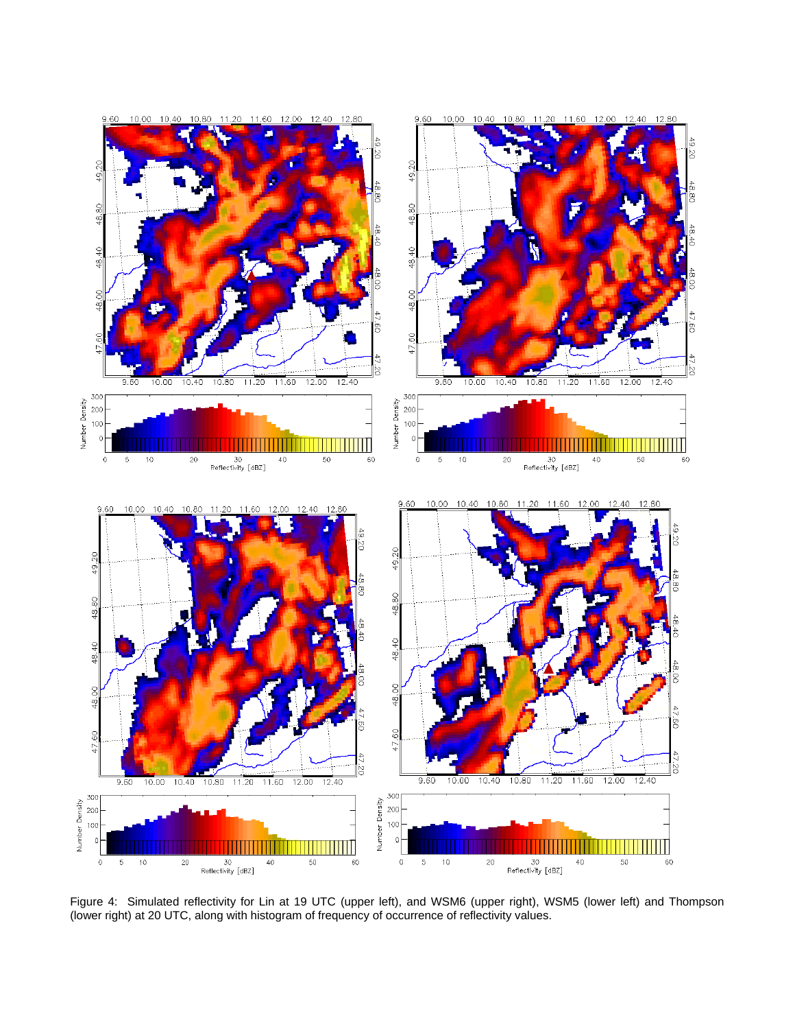Figure 4: Simulated reflectivity for Lin at 19 UTC (upper left), and WSM6 (upper right), WSM5 (lower left) and Thompson (lower right) at 20 UTC, along with histogram of frequency of occurrence of reflectivity values.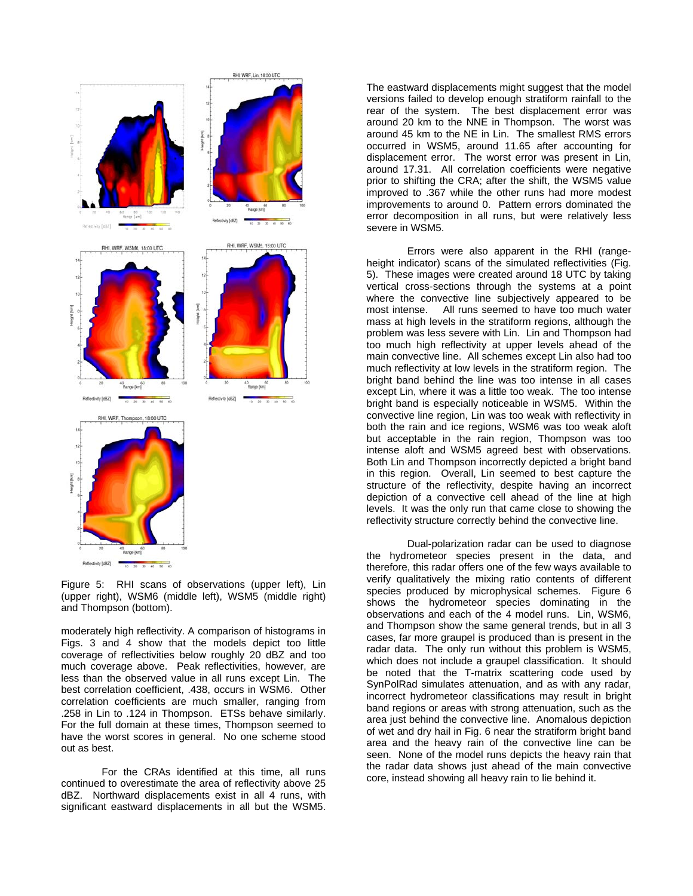Figure 5: RHI scans of observations (upper left), Lin (upper right), WSM6 (middle left), WSM5 (middle right) and Thompson (bottom).

moderately high reflectivity. A comparison of histograms in Figs. 3 and 4 show that the models depict too little coverage of reflectivities below roughly 20 dBZ and too much coverage above. Peak reflectivities, however, are less than the observed value in all runs except Lin. The best correlation coefficient, .438, occurs in WSM6. Other correlation coefficients are much smaller, ranging from .258 in Lin to .124 in Thompson. ETSs behave similarly. For the full domain at these times, Thompson seemed to have the worst scores in general. No one scheme stood out as best.

For the CRAs identified at this time, all runs continued to overestimate the area of reflectivity above 25 dBZ. Northward displacements exist in all 4 runs, with significant eastward displacements in all but the WSM5. The eastward displacements might suggest that the model versions failed to develop enough stratiform rainfall to the rear of the system. The best displacement error was around 20 km to the NNE in Thompson. The worst was around 45 km to the NE in Lin. The smallest RMS errors occurred in WSM5, around 11.65 after accounting for displacement error. The worst error was present in Lin, around 17.31. All correlation coefficients were negative prior to shifting the CRA; after the shift, the WSM5 value improved to .367 while the other runs had more modest improvements to around 0. Pattern errors dominated the error decomposition in all runs, but were relatively less severe in WSM5.

Errors were also apparent in the RHI (range-height indicator) scans of the simulated reflectivities (Fig. 5). These images were created around 18 UTC by taking vertical cross-sections through the systems at a point where the convective line subjectively appeared to be most intense. All runs seemed to have too much water mass at high levels in the stratiform regions, although the problem was less severe with Lin. Lin and Thompson had too much high reflectivity at upper levels ahead of the main convective line. All schemes except Lin also had too much reflectivity at low levels in the stratiform region. The bright band behind the line was too intense in all cases except Lin, where it was a little too weak. The too intense bright band is especially noticeable in WSM5. Within the convective line region, Lin was too weak with reflectivity in both the rain and ice regions, WSM6 was too weak aloft but acceptable in the rain region, Thompson was too intense aloft and WSM5 agreed best with observations. Both Lin and Thompson incorrectly depicted a bright band in this region. Overall, Lin seemed to best capture the structure of the reflectivity, despite having an incorrect depiction of a convective cell ahead of the line at high levels. It was the only run that came close to showing the reflectivity structure correctly behind the convective line.

Dual-polarization radar can be used to diagnose the hydrometeor species present in the data, and therefore, this radar offers one of the few ways available to verify qualitatively the mixing ratio contents of different species produced by microphysical schemes. Figure 6 shows the hydrometeor species dominating in the observations and each of the 4 model runs. Lin, WSM6, and Thompson show the same general trends, but in all 3 cases, far more graupel is produced than is present in the radar data. The only run without this problem is WSM5, which does not include a graupel classification. It should be noted that the T-matrix scattering code used by SynPolRad simulates attenuation, and as with any radar, incorrect hydrometeor classifications may result in bright band regions or areas with strong attenuation, such as the area just behind the convective line. Anomalous depiction of wet and dry hail in Fig. 6 near the stratiform bright band area and the heavy rain of the convective line can be seen. None of the model runs depicts the heavy rain that the radar data shows just ahead of the main convective core, instead showing all heavy rain to lie behind it.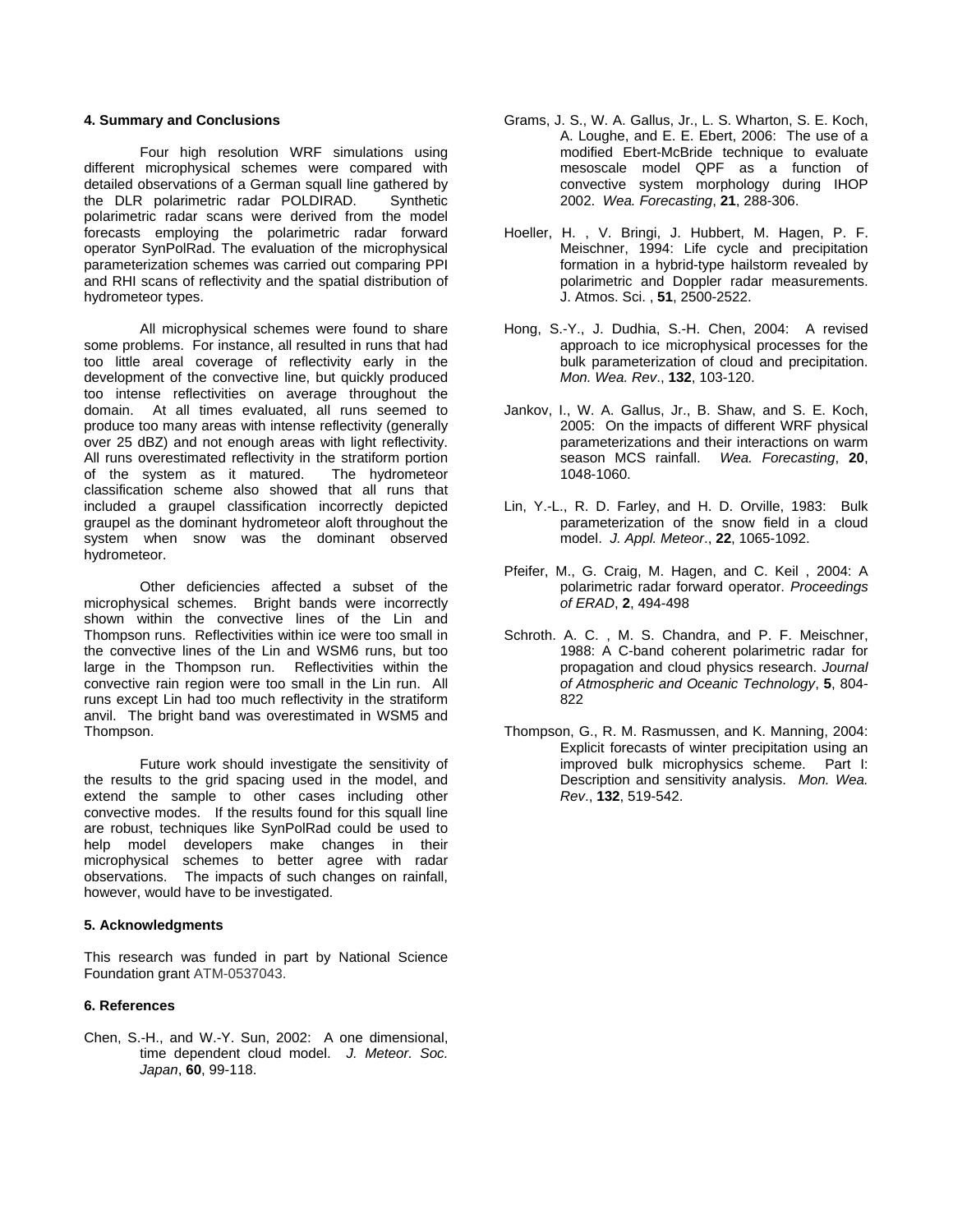### 4. Summary and Conclusions

Four high resolution WRF simulations using different microphysical schemes were compared with detailed observations of a German squall line gathered by the DLR polarimetric radar POLDIRAD. Synthetic polarimetric radar scans were derived from the model forecasts employing the polarimetric radar forward operator SynPolRad. The evaluation of the microphysical parameterization schemes was carried out comparing PPI and RHI scans of reflectivity and the spatial distribution of hydrometeor types.

All microphysical schemes were found to share some problems. For instance, all resulted in runs that had too little areal coverage of reflectivity early in the development of the convective line, but quickly produced too intense reflectivities on average throughout the domain. At all times evaluated, all runs seemed to produce too many areas with intense reflectivity (generally over 25 dBZ) and not enough areas with light reflectivity. All runs overestimated reflectivity in the stratiform portion of the system as it matured. The hydrometeor classification scheme also showed that all runs that included a graupel classification incorrectly depicted graupel as the dominant hydrometeor aloft throughout the system when snow was the dominant observed hydrometeor.

Other deficiencies affected a subset of the microphysical schemes. Bright bands were incorrectly shown within the convective lines of the Lin and Thompson runs. Reflectivities within ice were too small in the convective lines of the Lin and WSM6 runs, but too large in the Thompson run. Reflectivities within the convective rain region were too small in the Lin run. All runs except Lin had too much reflectivity in the stratiform anvil. The bright band was overestimated in WSM5 and Thompson.

Future work should investigate the sensitivity of the results to the grid spacing used in the model, and extend the sample to other cases including other convective modes. If the results found for this squall line are robust, techniques like SynPolRad could be used to help model developers make changes in their microphysical schemes to better agree with radar observations. The impacts of such changes on rainfall, however, would have to be investigated.

### 5. Acknowledgments

This research was funded in part by National Science Foundation grant ATM-0537043.

### 6. References

Chen, S.-H., and W.-Y. Sun, 2002: A one dimensional, time dependent cloud model. *J. Meteor. Soc. Japan*, **60**, 99-118.

Grams, J. S., W. A. Gallus, Jr., L. S. Wharton, S. E. Koch, A. Loughe, and E. E. Ebert, 2006: The use of a modified Ebert-McBride technique to evaluate mesoscale model QPF as a function of convective system morphology during IHOP 2002. *Wea. Forecasting*, **21**, 288-306.

Hoeller, H. , V. Bringi, J. Hubbert, M. Hagen, P. F. Meischner, 1994: Life cycle and precipitation formation in a hybrid-type hailstorm revealed by polarimetric and Doppler radar measurements. J. Atmos. Sci. , **51**, 2500-2522.

Hong, S.-Y., J. Dudhia, S.-H. Chen, 2004: A revised approach to ice microphysical processes for the bulk parameterization of cloud and precipitation. *Mon. Wea. Rev*., **132**, 103-120.

Jankov, I., W. A. Gallus, Jr., B. Shaw, and S. E. Koch, 2005: On the impacts of different WRF physical parameterizations and their interactions on warm season MCS rainfall. *Wea. Forecasting*, **20**, 1048-1060.

Lin, Y.-L., R. D. Farley, and H. D. Orville, 1983: Bulk parameterization of the snow field in a cloud model. *J. Appl. Meteor*., **22**, 1065-1092.

Pfeifer, M., G. Craig, M. Hagen, and C. Keil , 2004: A polarimetric radar forward operator. *Proceedings of ERAD*, **2**, 494-498

Schroth. A. C. , M. S. Chandra, and P. F. Meischner, 1988: A C-band coherent polarimetric radar for propagation and cloud physics research. *Journal of Atmospheric and Oceanic Technology*, **5**, 804-822

Thompson, G., R. M. Rasmussen, and K. Manning, 2004: Explicit forecasts of winter precipitation using an improved bulk microphysics scheme. Part I: Description and sensitivity analysis. *Mon. Wea. Rev*., **132**, 519-542.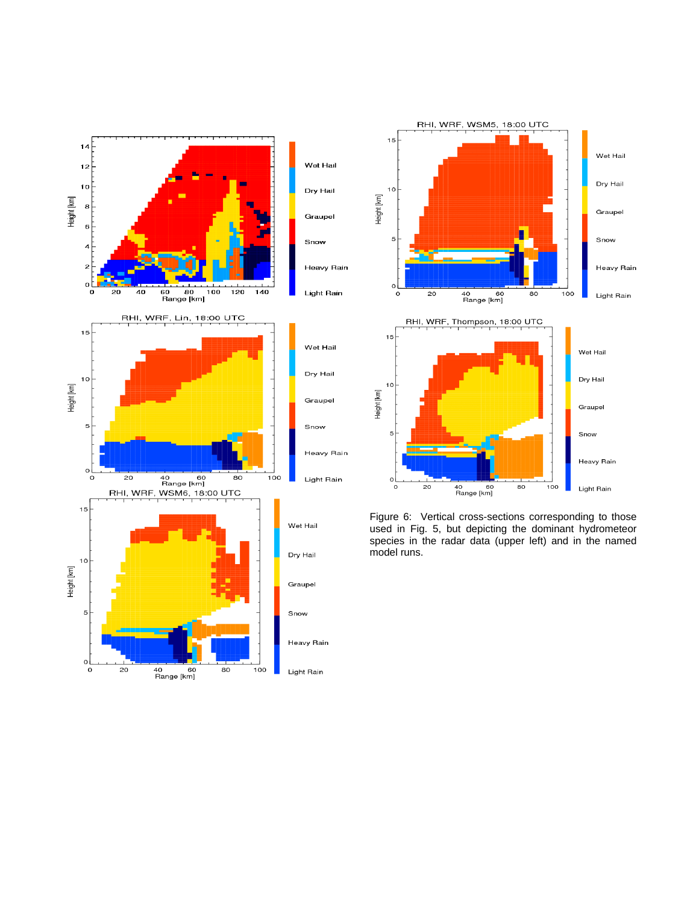RHI, WRF, WSM5, 18:00 UTC

RHI, WRF, Lin, 18:00 UTC

RHI, WRF, Thompson, 18:00 UTC

RHI, WRF, WSM6, 18:00 UTC

Height [km]

Range [km]

Wet Hail

Dry Hail

Graupel

Snow

Heavy Rain

Light Rain

Figure 6: Vertical cross-sections corresponding to those used in Fig. 5, but depicting the dominant hydrometeor species in the radar data (upper left) and in the named model runs.